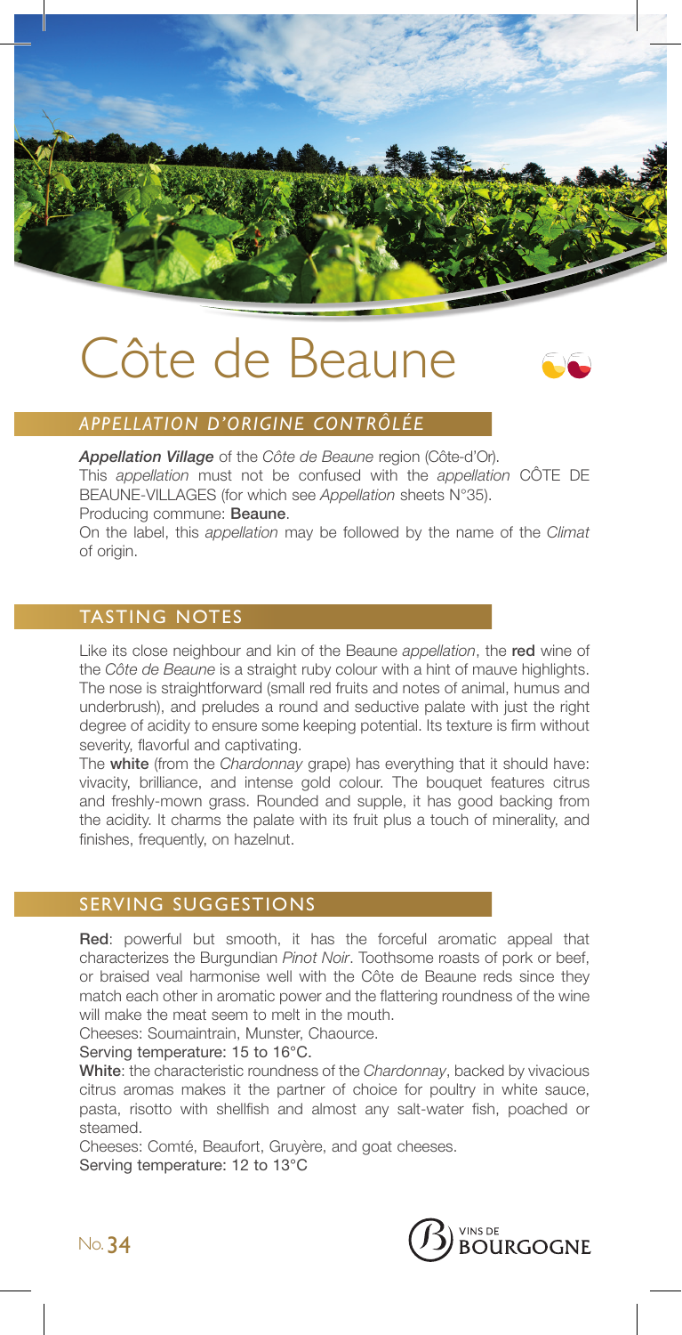# Côte de Beaune

## APPELLATION D'ORIGINE CONTRÔLÉE

***Appellation Village*** of the *Côte de Beaune* region (Côte-d'Or).

This *appellation* must not be confused with the *appellation* CÔTE DE BEAUNE-VILLAGES (for which see *Appellation* sheets N°35).

Producing commune: **Beaune**.

On the label, this *appellation* may be followed by the name of the *Climat* of origin.

## TASTING NOTES

Like its close neighbour and kin of the Beaune *appellation*, the **red** wine of the *Côte de Beaune* is a straight ruby colour with a hint of mauve highlights. The nose is straightforward (small red fruits and notes of animal, humus and underbrush), and preludes a round and seductive palate with just the right degree of acidity to ensure some keeping potential. Its texture is firm without severity, flavorful and captivating.

The **white** (from the *Chardonnay* grape) has everything that it should have: vivacity, brilliance, and intense gold colour. The bouquet features citrus and freshly-mown grass. Rounded and supple, it has good backing from the acidity. It charms the palate with its fruit plus a touch of minerality, and finishes, frequently, on hazelnut.

## SERVING SUGGESTIONS

**Red**: powerful but smooth, it has the forceful aromatic appeal that characterizes the Burgundian *Pinot Noir*. Toothsome roasts of pork or beef, or braised veal harmonise well with the Côte de Beaune reds since they match each other in aromatic power and the flattering roundness of the wine will make the meat seem to melt in the mouth.

Cheeses: Soumaintrain, Munster, Chaource.

Serving temperature: 15 to 16°C.

**White**: the characteristic roundness of the *Chardonnay*, backed by vivacious citrus aromas makes it the partner of choice for poultry in white sauce, pasta, risotto with shellfish and almost any salt-water fish, poached or steamed.

Cheeses: Comté, Beaufort, Gruyère, and goat cheeses.

Serving temperature: 12 to 13°C

No. 34

VINS DE BOURGOGNE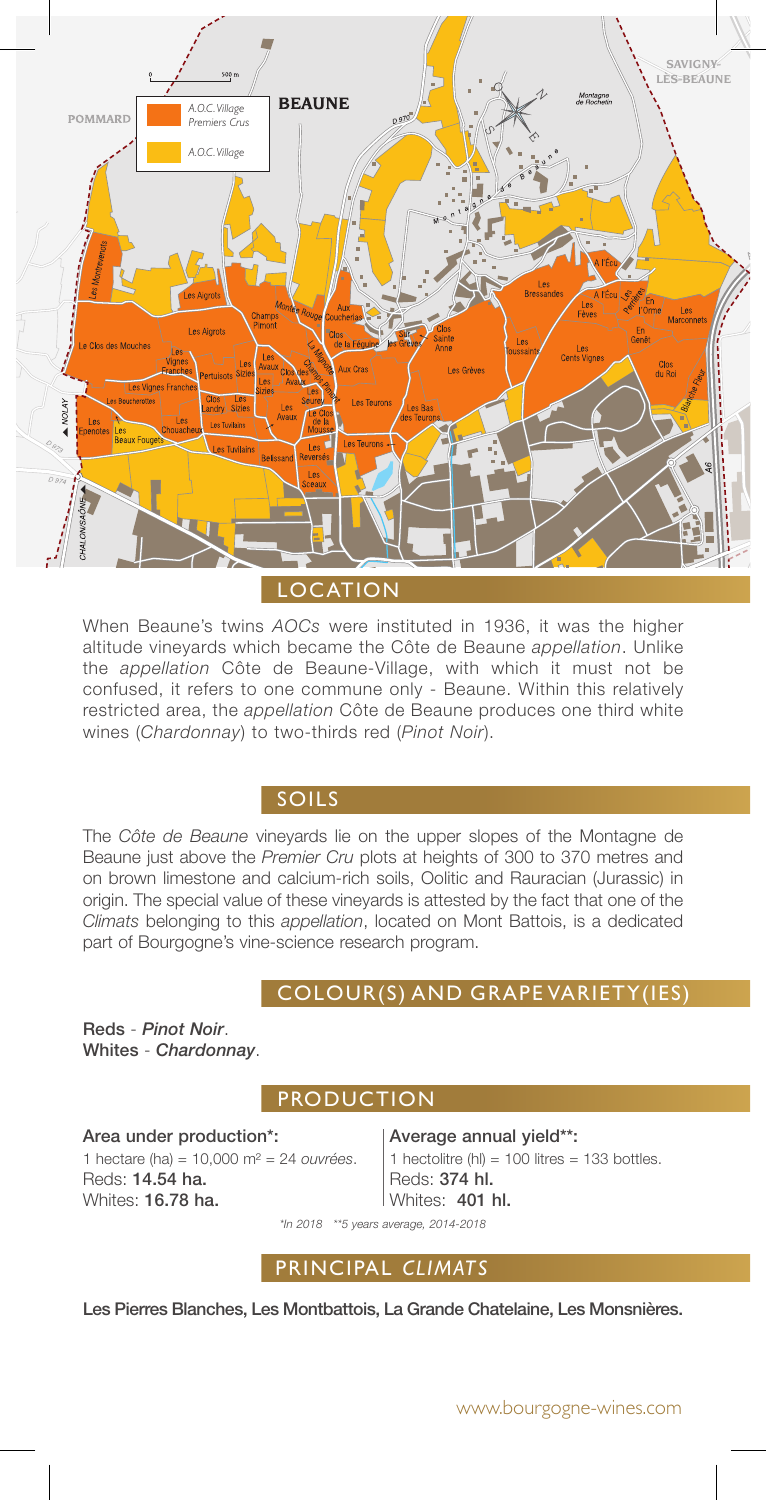## LOCATION

When Beaune's twins *AOCs* were instituted in 1936, it was the higher altitude vineyards which became the Côte de Beaune *appellation*. Unlike the *appellation* Côte de Beaune-Village, with which it must not be confused, it refers to one commune only - Beaune. Within this relatively restricted area, the *appellation* Côte de Beaune produces one third white wines (*Chardonnay*) to two-thirds red (*Pinot Noir*).

## SOILS

The *Côte de Beaune* vineyards lie on the upper slopes of the Montagne de Beaune just above the *Premier Cru* plots at heights of 300 to 370 metres and on brown limestone and calcium-rich soils, Oolitic and Rauracian (Jurassic) in origin. The special value of these vineyards is attested by the fact that one of the *Climats* belonging to this *appellation*, located on Mont Battois, is a dedicated part of Bourgogne's vine-science research program.

## COLOUR(S) AND GRAPE VARIETY(IES)

**Reds** - ***Pinot Noir***.
**Whites** - ***Chardonnay***.

## PRODUCTION

**Area under production\*:**
1 hectare (ha) = 10,000 m$^2$ = 24 *ouvrées*.
Reds: **14.54 ha.**
Whites: **16.78 ha.**

**Average annual yield\*\*:**
1 hectolitre (hl) = 100 litres = 133 bottles.
Reds: **374 hl.**
Whites: **401 hl.**

*\*In 2018 \*\*5 years average, 2014-2018*

## PRINCIPAL *CLIMATS*

**Les Pierres Blanches, Les Montbattois, La Grande Chatelaine, Les Monsnières.**

www.bourgogne-wines.com